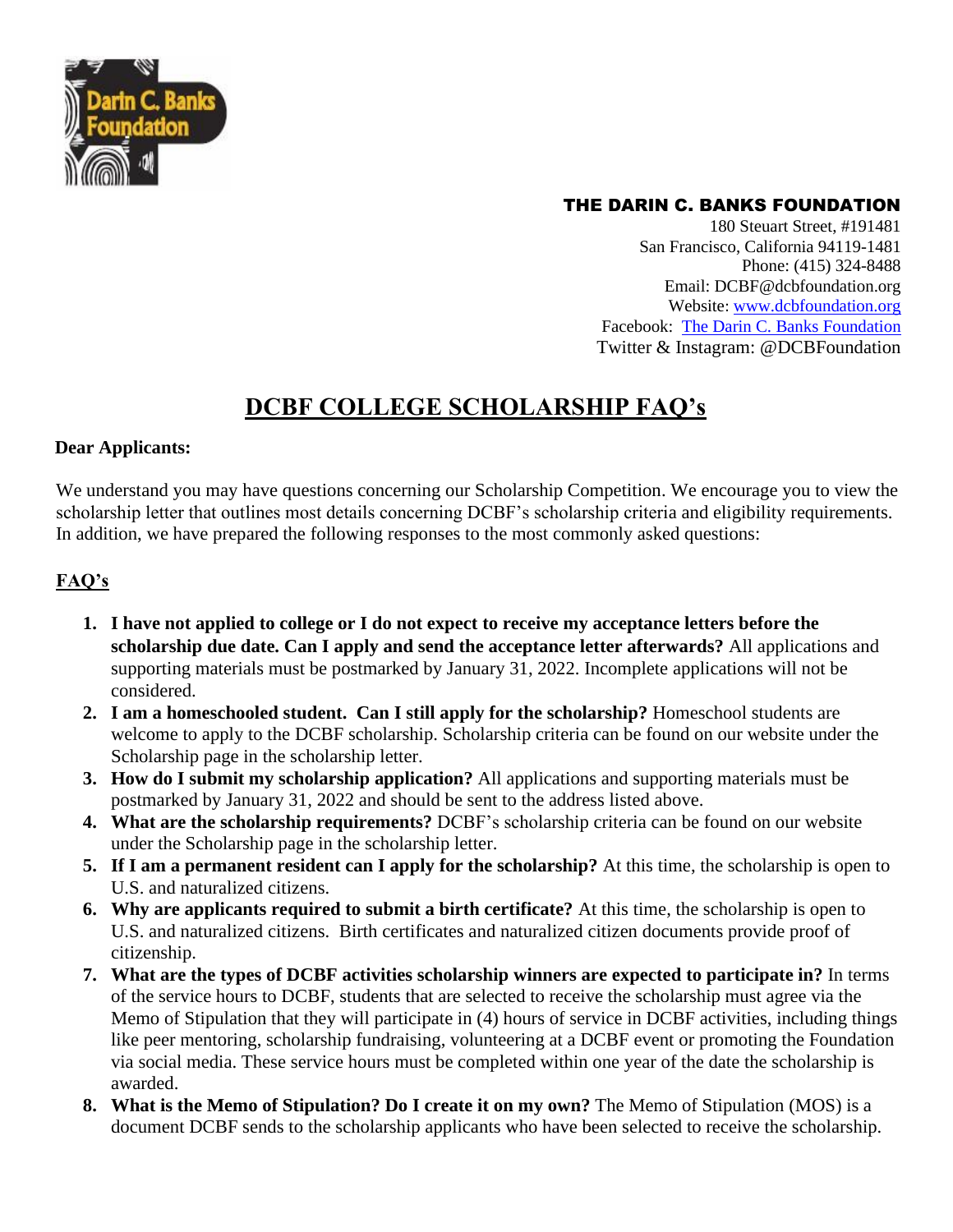**THE DARIN C. BANKS FOUNDATION**
180 Steuart Street, #191481
San Francisco, California 94119-1481
Phone: (415) 324-8488
Email: DCBF@dcbfoundation.org
Website: www.dcbfoundation.org
Facebook: The Darin C. Banks Foundation
Twitter & Instagram: @DCBFoundation

# DCBF COLLEGE SCHOLARSHIP FAQ's

**Dear Applicants:**

We understand you may have questions concerning our Scholarship Competition. We encourage you to view the scholarship letter that outlines most details concerning DCBF's scholarship criteria and eligibility requirements. In addition, we have prepared the following responses to the most commonly asked questions:

## FAQ's

1. **I have not applied to college or I do not expect to receive my acceptance letters before the scholarship due date. Can I apply and send the acceptance letter afterwards?** All applications and supporting materials must be postmarked by January 31, 2022. Incomplete applications will not be considered.
2. **I am a homeschooled student. Can I still apply for the scholarship?** Homeschool students are welcome to apply to the DCBF scholarship. Scholarship criteria can be found on our website under the Scholarship page in the scholarship letter.
3. **How do I submit my scholarship application?** All applications and supporting materials must be postmarked by January 31, 2022 and should be sent to the address listed above.
4. **What are the scholarship requirements?** DCBF's scholarship criteria can be found on our website under the Scholarship page in the scholarship letter.
5. **If I am a permanent resident can I apply for the scholarship?** At this time, the scholarship is open to U.S. and naturalized citizens.
6. **Why are applicants required to submit a birth certificate?** At this time, the scholarship is open to U.S. and naturalized citizens. Birth certificates and naturalized citizen documents provide proof of citizenship.
7. **What are the types of DCBF activities scholarship winners are expected to participate in?** In terms of the service hours to DCBF, students that are selected to receive the scholarship must agree via the Memo of Stipulation that they will participate in (4) hours of service in DCBF activities, including things like peer mentoring, scholarship fundraising, volunteering at a DCBF event or promoting the Foundation via social media. These service hours must be completed within one year of the date the scholarship is awarded.
8. **What is the Memo of Stipulation? Do I create it on my own?** The Memo of Stipulation (MOS) is a document DCBF sends to the scholarship applicants who have been selected to receive the scholarship.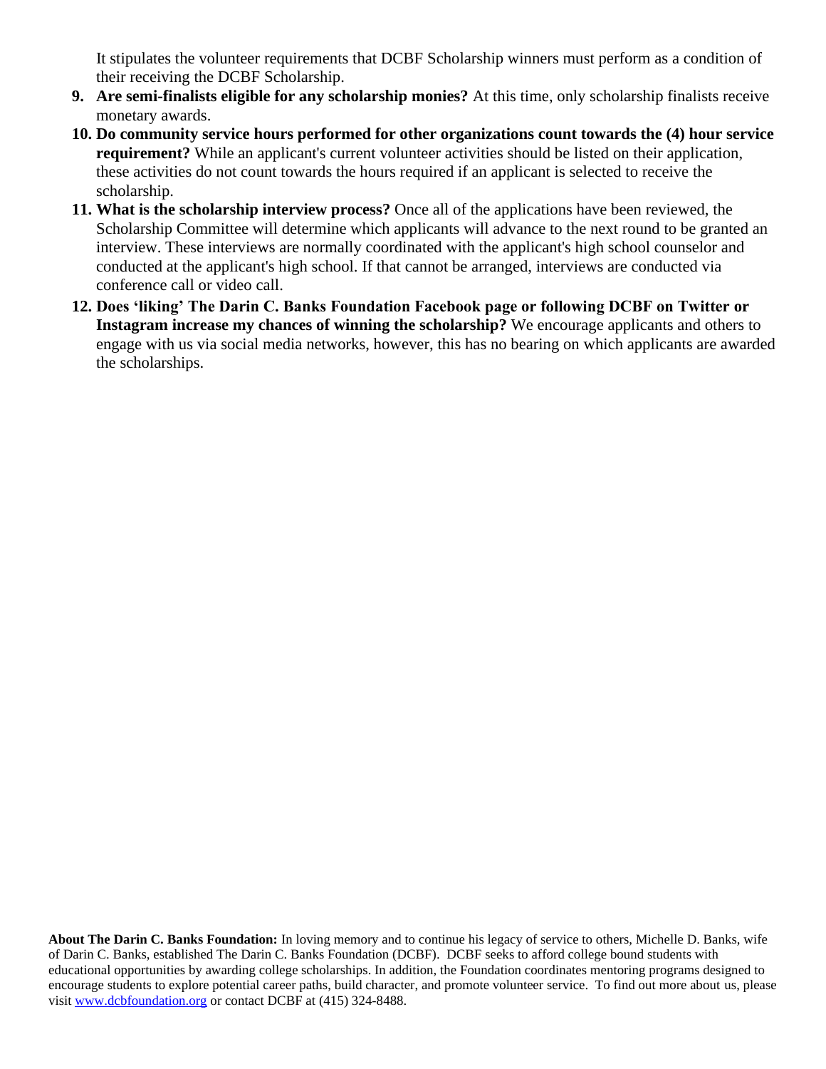It stipulates the volunteer requirements that DCBF Scholarship winners must perform as a condition of their receiving the DCBF Scholarship.

9. **Are semi-finalists eligible for any scholarship monies?** At this time, only scholarship finalists receive monetary awards.
10. **Do community service hours performed for other organizations count towards the (4) hour service requirement?** While an applicant's current volunteer activities should be listed on their application, these activities do not count towards the hours required if an applicant is selected to receive the scholarship.
11. **What is the scholarship interview process?** Once all of the applications have been reviewed, the Scholarship Committee will determine which applicants will advance to the next round to be granted an interview. These interviews are normally coordinated with the applicant's high school counselor and conducted at the applicant's high school. If that cannot be arranged, interviews are conducted via conference call or video call.
12. **Does 'liking' The Darin C. Banks Foundation Facebook page or following DCBF on Twitter or Instagram increase my chances of winning the scholarship?** We encourage applicants and others to engage with us via social media networks, however, this has no bearing on which applicants are awarded the scholarships.

**About The Darin C. Banks Foundation:** In loving memory and to continue his legacy of service to others, Michelle D. Banks, wife of Darin C. Banks, established The Darin C. Banks Foundation (DCBF). DCBF seeks to afford college bound students with educational opportunities by awarding college scholarships. In addition, the Foundation coordinates mentoring programs designed to encourage students to explore potential career paths, build character, and promote volunteer service. To find out more about us, please visit [www.dcbfoundation.org](http://www.dcbfoundation.org) or contact DCBF at (415) 324-8488.